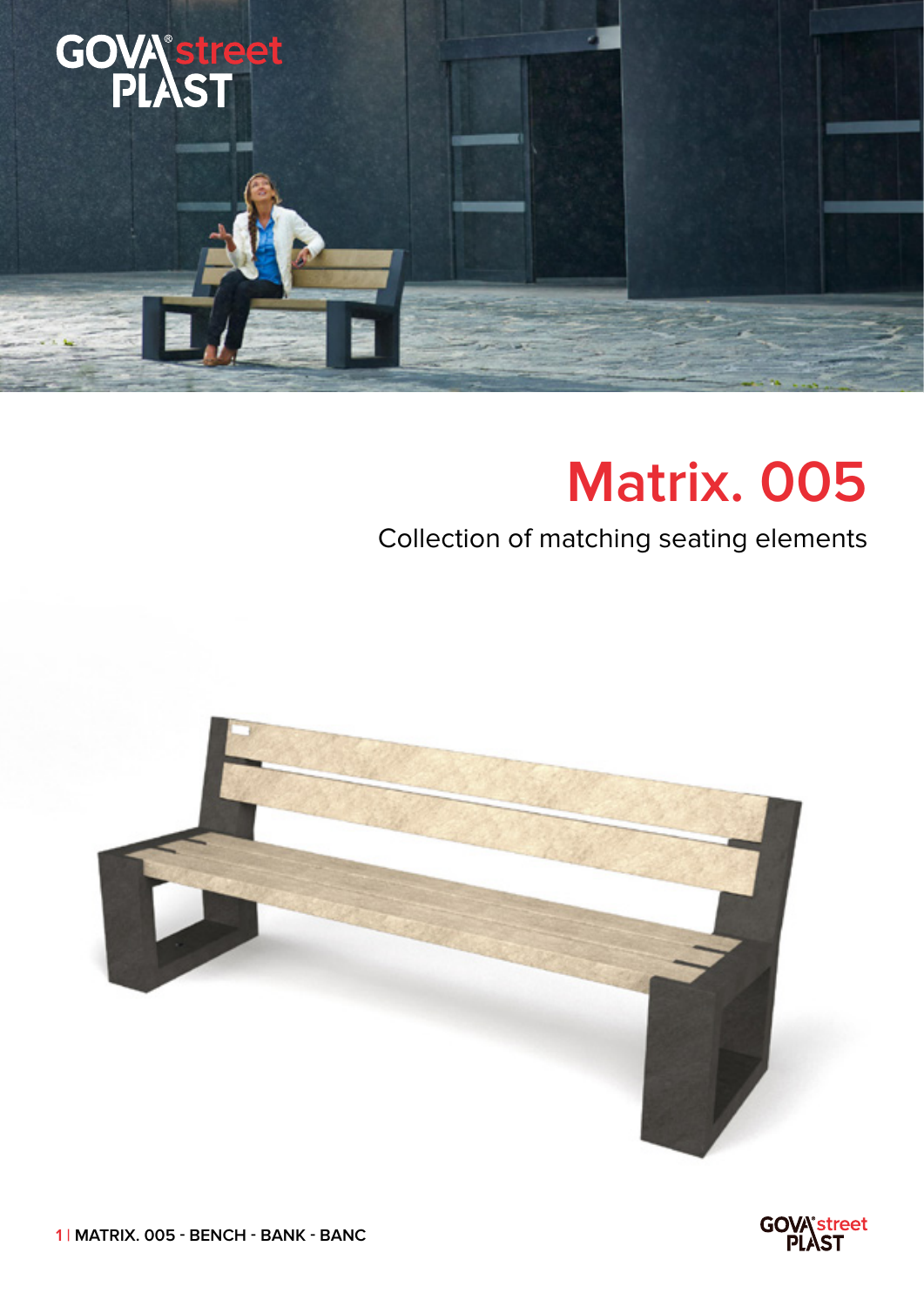# Matrix. 005

Collection of matching seating elements

**MATRIX. 005 - BENCH - BANK - BANC**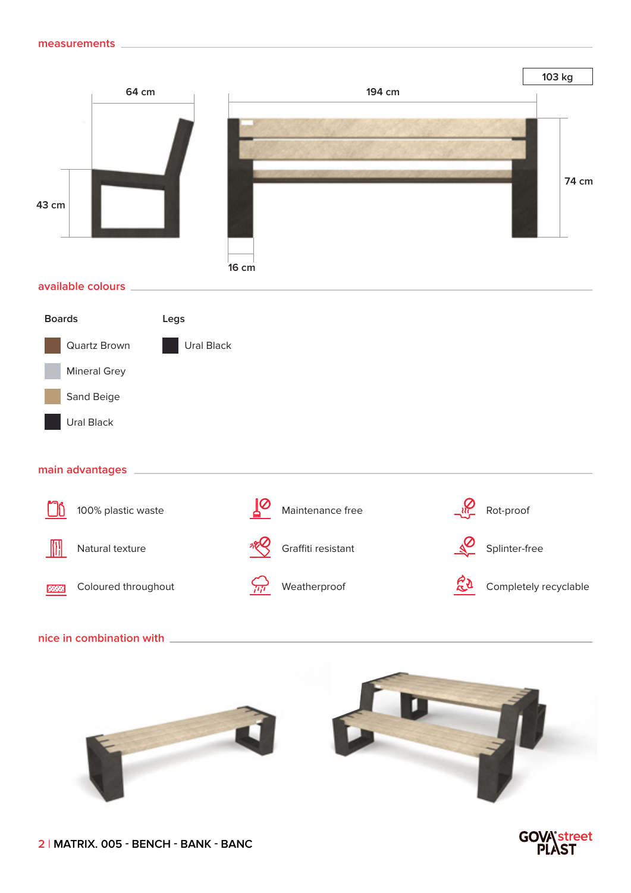## measurements

103 kg

64 cm

194 cm

43 cm

74 cm

16 cm

## available colours

| Boards | Legs |
| --- | --- |
| Quartz Brown | Ural Black |
| Mineral Grey | |
| Sand Beige | |
| Ural Black | |

## main advantages

- 100% plastic waste
- Maintenance free
- Rot-proof
- Natural texture
- Graffiti resistant
- Splinter-free
- Coloured throughout
- Weatherproof
- Completely recyclable

## nice in combination with

**MATRIX. 005 - BENCH - BANK - BANC**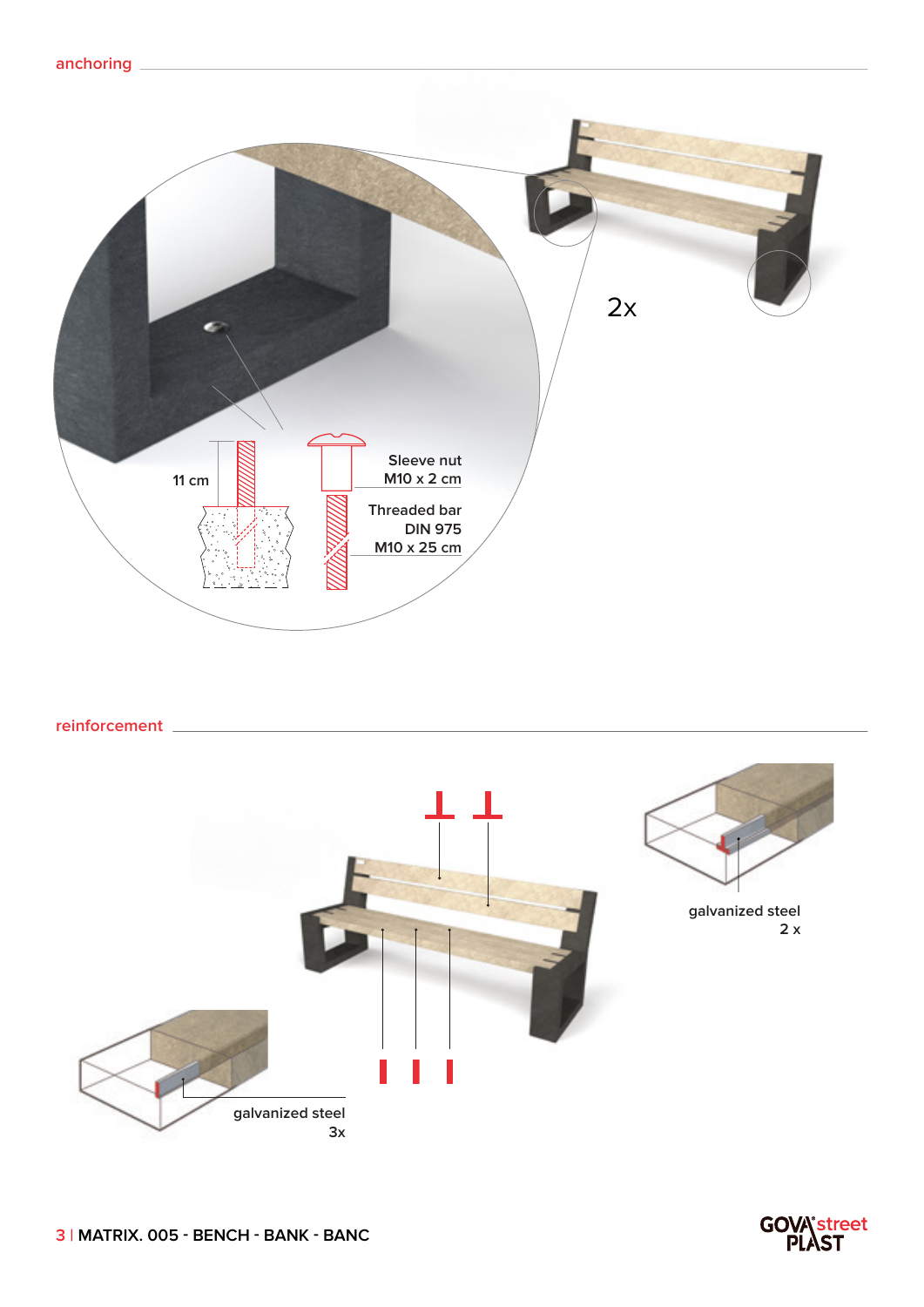## anchoring

2x

11 cm

Sleeve nut
M10 x 2 cm

Threaded bar
DIN 975
M10 x 25 cm

## reinforcement

galvanized steel
2 x

galvanized steel
3x